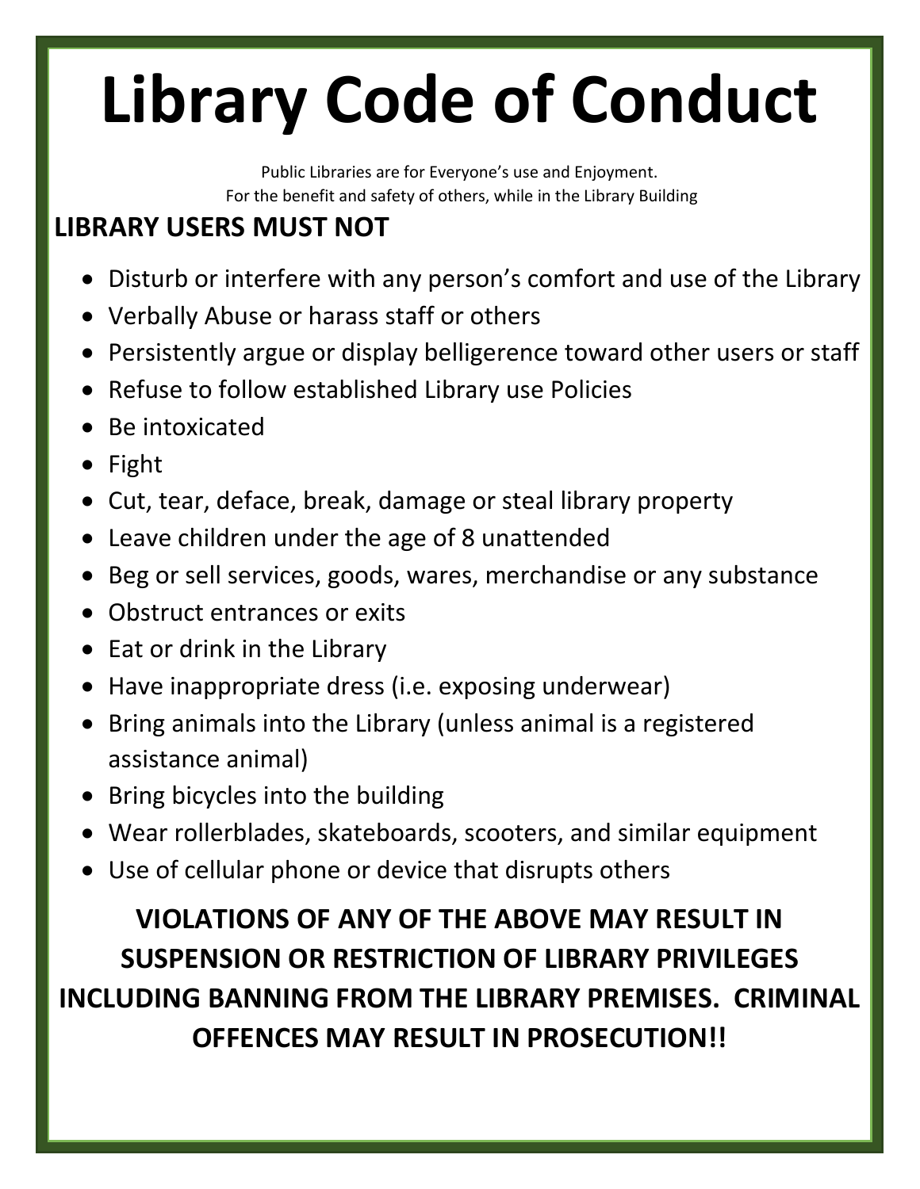# Library Code of Conduct

Public Libraries are for Everyone's use and Enjoyment.
For the benefit and safety of others, while in the Library Building

## LIBRARY USERS MUST NOT

- Disturb or interfere with any person's comfort and use of the Library
- Verbally Abuse or harass staff or others
- Persistently argue or display belligerence toward other users or staff
- Refuse to follow established Library use Policies
- Be intoxicated
- Fight
- Cut, tear, deface, break, damage or steal library property
- Leave children under the age of 8 unattended
- Beg or sell services, goods, wares, merchandise or any substance
- Obstruct entrances or exits
- Eat or drink in the Library
- Have inappropriate dress (i.e. exposing underwear)
- Bring animals into the Library (unless animal is a registered assistance animal)
- Bring bicycles into the building
- Wear rollerblades, skateboards, scooters, and similar equipment
- Use of cellular phone or device that disrupts others

**VIOLATIONS OF ANY OF THE ABOVE MAY RESULT IN SUSPENSION OR RESTRICTION OF LIBRARY PRIVILEGES INCLUDING BANNING FROM THE LIBRARY PREMISES. CRIMINAL OFFENCES MAY RESULT IN PROSECUTION!!**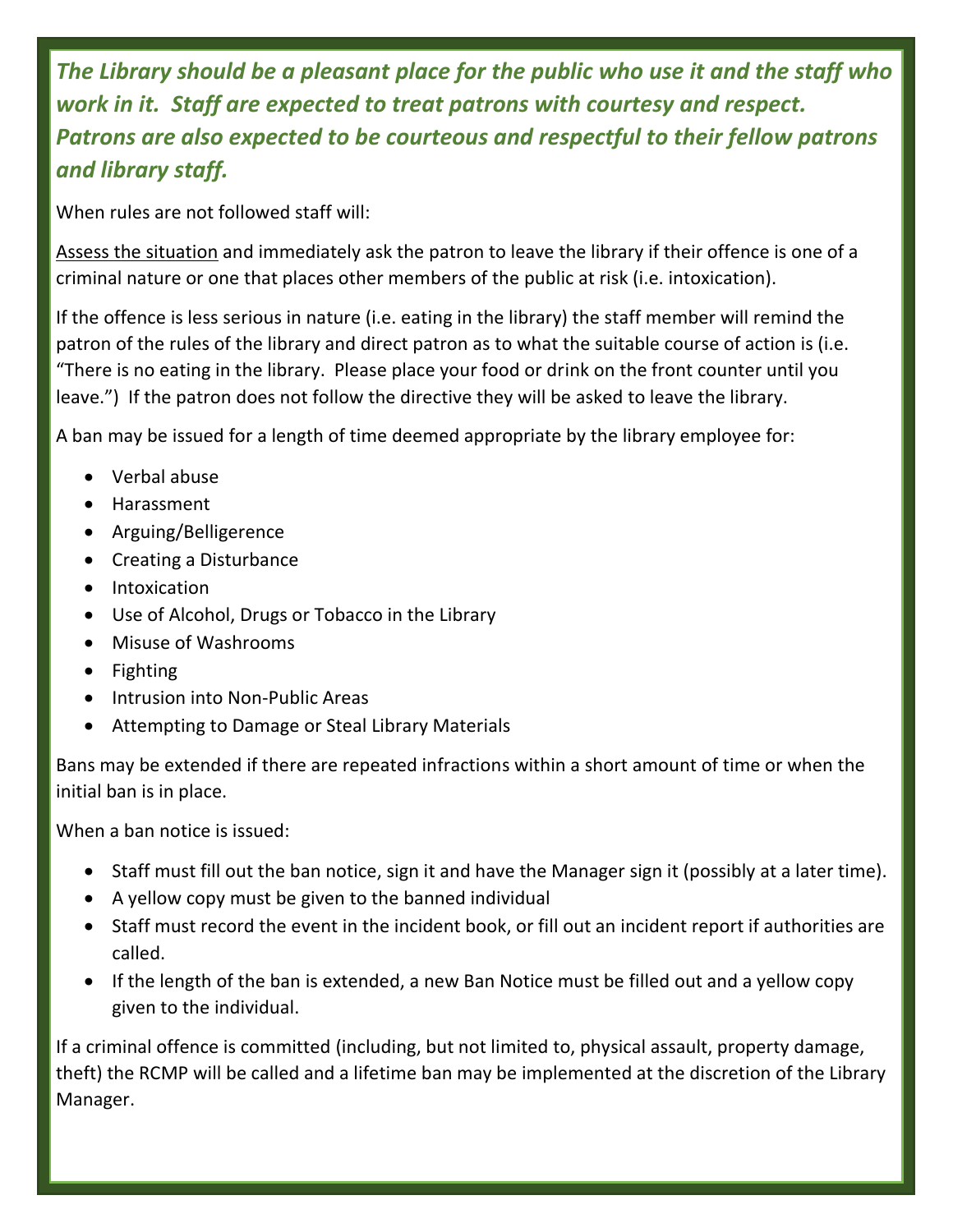***The Library should be a pleasant place for the public who use it and the staff who work in it. Staff are expected to treat patrons with courtesy and respect. Patrons are also expected to be courteous and respectful to their fellow patrons and library staff.***

When rules are not followed staff will:

<u>Assess the situation</u> and immediately ask the patron to leave the library if their offence is one of a criminal nature or one that places other members of the public at risk (i.e. intoxication).

If the offence is less serious in nature (i.e. eating in the library) the staff member will remind the patron of the rules of the library and direct patron as to what the suitable course of action is (i.e. "There is no eating in the library. Please place your food or drink on the front counter until you leave.") If the patron does not follow the directive they will be asked to leave the library.

A ban may be issued for a length of time deemed appropriate by the library employee for:

- Verbal abuse
- Harassment
- Arguing/Belligerence
- Creating a Disturbance
- Intoxication
- Use of Alcohol, Drugs or Tobacco in the Library
- Misuse of Washrooms
- Fighting
- Intrusion into Non-Public Areas
- Attempting to Damage or Steal Library Materials

Bans may be extended if there are repeated infractions within a short amount of time or when the initial ban is in place.

When a ban notice is issued:

- Staff must fill out the ban notice, sign it and have the Manager sign it (possibly at a later time).
- A yellow copy must be given to the banned individual
- Staff must record the event in the incident book, or fill out an incident report if authorities are called.
- If the length of the ban is extended, a new Ban Notice must be filled out and a yellow copy given to the individual.

If a criminal offence is committed (including, but not limited to, physical assault, property damage, theft) the RCMP will be called and a lifetime ban may be implemented at the discretion of the Library Manager.